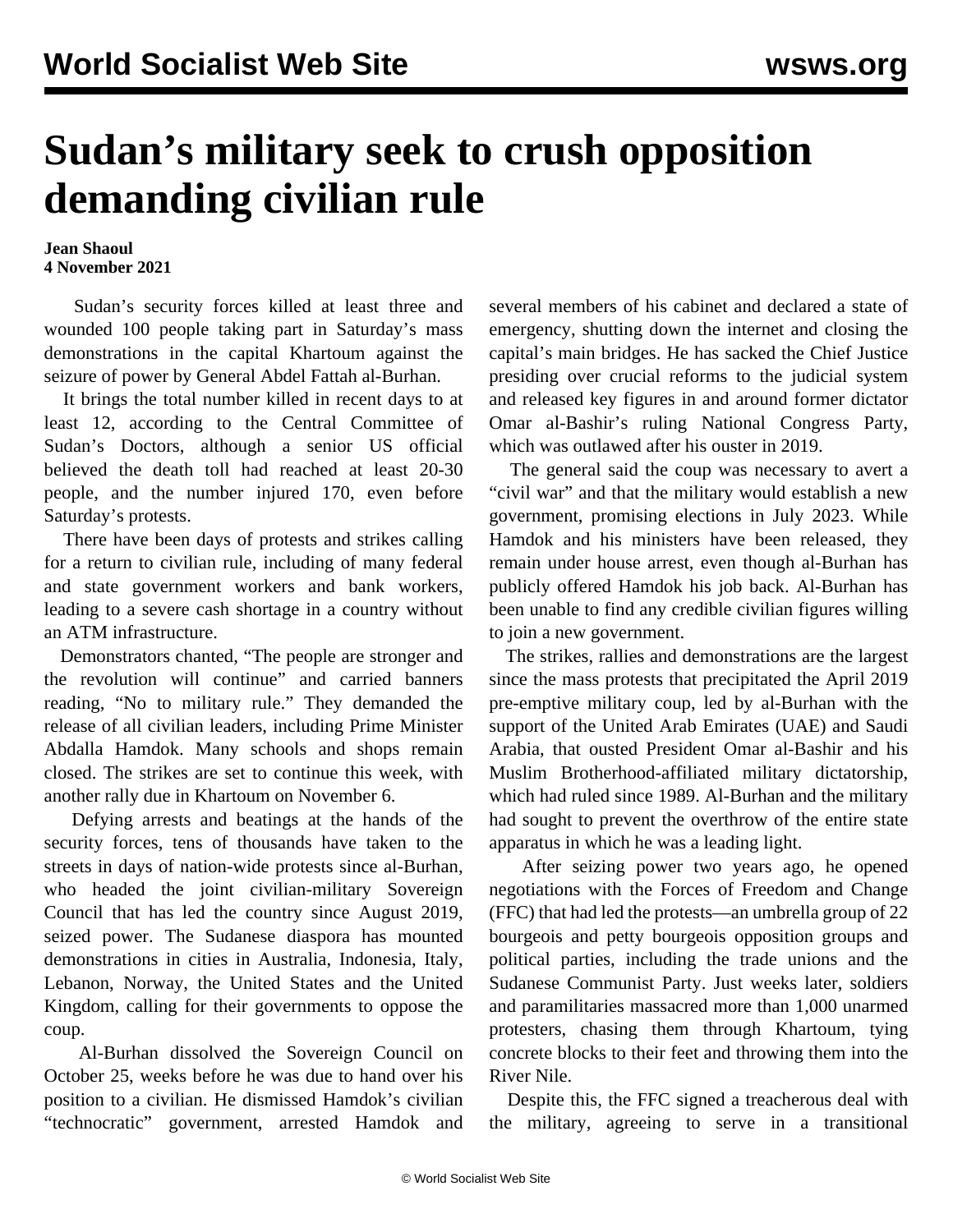# Sudan's military seek to crush opposition demanding civilian rule

**Jean Shaoul**
**4 November 2021**

Sudan's security forces killed at least three and wounded 100 people taking part in Saturday's mass demonstrations in the capital Khartoum against the seizure of power by General Abdel Fattah al-Burhan.

It brings the total number killed in recent days to at least 12, according to the Central Committee of Sudan's Doctors, although a senior US official believed the death toll had reached at least 20-30 people, and the number injured 170, even before Saturday's protests.

There have been days of protests and strikes calling for a return to civilian rule, including of many federal and state government workers and bank workers, leading to a severe cash shortage in a country without an ATM infrastructure.

Demonstrators chanted, "The people are stronger and the revolution will continue" and carried banners reading, "No to military rule." They demanded the release of all civilian leaders, including Prime Minister Abdalla Hamdok. Many schools and shops remain closed. The strikes are set to continue this week, with another rally due in Khartoum on November 6.

Defying arrests and beatings at the hands of the security forces, tens of thousands have taken to the streets in days of nation-wide protests since al-Burhan, who headed the joint civilian-military Sovereign Council that has led the country since August 2019, seized power. The Sudanese diaspora has mounted demonstrations in cities in Australia, Indonesia, Italy, Lebanon, Norway, the United States and the United Kingdom, calling for their governments to oppose the coup.

Al-Burhan dissolved the Sovereign Council on October 25, weeks before he was due to hand over his position to a civilian. He dismissed Hamdok's civilian "technocratic" government, arrested Hamdok and several members of his cabinet and declared a state of emergency, shutting down the internet and closing the capital's main bridges. He has sacked the Chief Justice presiding over crucial reforms to the judicial system and released key figures in and around former dictator Omar al-Bashir's ruling National Congress Party, which was outlawed after his ouster in 2019.

The general said the coup was necessary to avert a "civil war" and that the military would establish a new government, promising elections in July 2023. While Hamdok and his ministers have been released, they remain under house arrest, even though al-Burhan has publicly offered Hamdok his job back. Al-Burhan has been unable to find any credible civilian figures willing to join a new government.

The strikes, rallies and demonstrations are the largest since the mass protests that precipitated the April 2019 pre-emptive military coup, led by al-Burhan with the support of the United Arab Emirates (UAE) and Saudi Arabia, that ousted President Omar al-Bashir and his Muslim Brotherhood-affiliated military dictatorship, which had ruled since 1989. Al-Burhan and the military had sought to prevent the overthrow of the entire state apparatus in which he was a leading light.

After seizing power two years ago, he opened negotiations with the Forces of Freedom and Change (FFC) that had led the protests—an umbrella group of 22 bourgeois and petty bourgeois opposition groups and political parties, including the trade unions and the Sudanese Communist Party. Just weeks later, soldiers and paramilitaries massacred more than 1,000 unarmed protesters, chasing them through Khartoum, tying concrete blocks to their feet and throwing them into the River Nile.

Despite this, the FFC signed a treacherous deal with the military, agreeing to serve in a transitional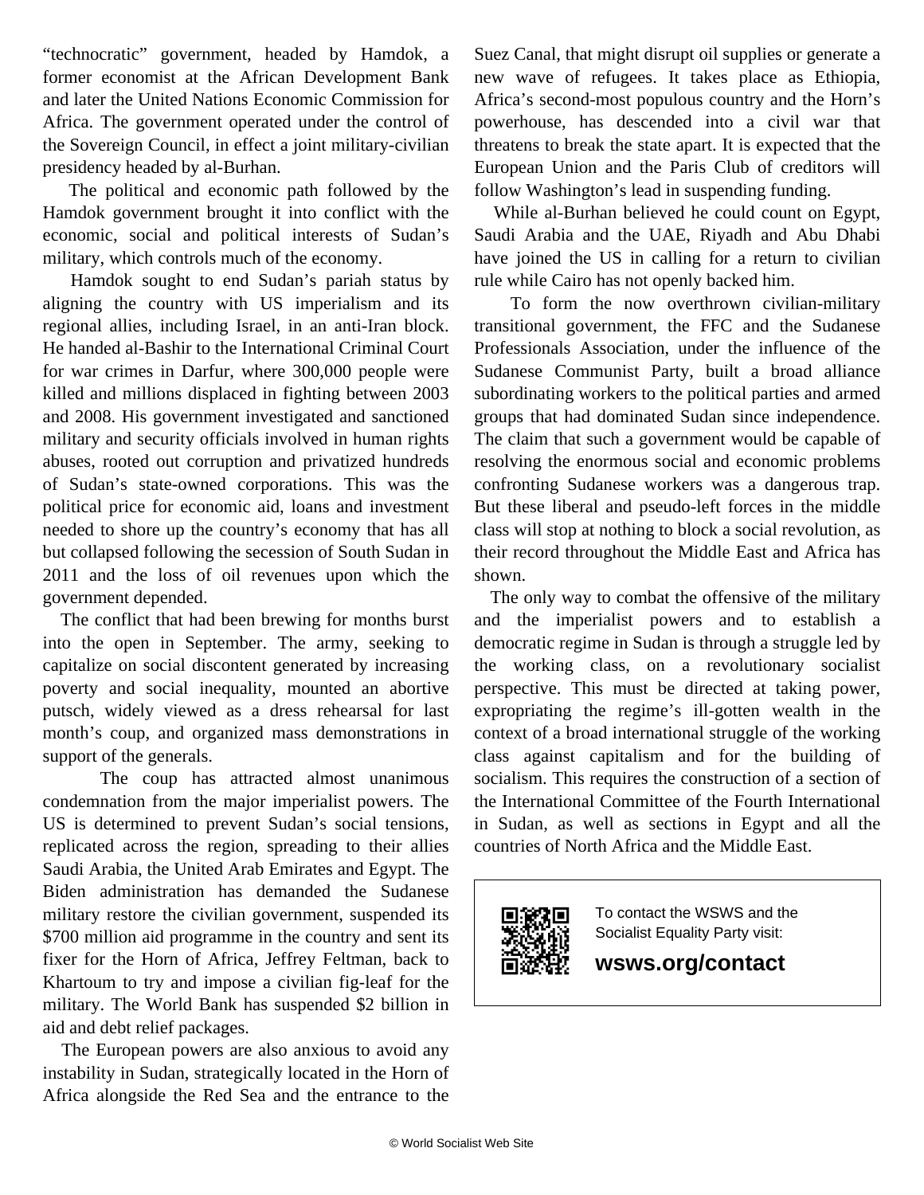"technocratic" government, headed by Hamdok, a former economist at the African Development Bank and later the United Nations Economic Commission for Africa. The government operated under the control of the Sovereign Council, in effect a joint military-civilian presidency headed by al-Burhan.

The political and economic path followed by the Hamdok government brought it into conflict with the economic, social and political interests of Sudan's military, which controls much of the economy.

Hamdok sought to end Sudan's pariah status by aligning the country with US imperialism and its regional allies, including Israel, in an anti-Iran block. He handed al-Bashir to the International Criminal Court for war crimes in Darfur, where 300,000 people were killed and millions displaced in fighting between 2003 and 2008. His government investigated and sanctioned military and security officials involved in human rights abuses, rooted out corruption and privatized hundreds of Sudan's state-owned corporations. This was the political price for economic aid, loans and investment needed to shore up the country's economy that has all but collapsed following the secession of South Sudan in 2011 and the loss of oil revenues upon which the government depended.

The conflict that had been brewing for months burst into the open in September. The army, seeking to capitalize on social discontent generated by increasing poverty and social inequality, mounted an abortive putsch, widely viewed as a dress rehearsal for last month's coup, and organized mass demonstrations in support of the generals.

The coup has attracted almost unanimous condemnation from the major imperialist powers. The US is determined to prevent Sudan's social tensions, replicated across the region, spreading to their allies Saudi Arabia, the United Arab Emirates and Egypt. The Biden administration has demanded the Sudanese military restore the civilian government, suspended its $700 million aid programme in the country and sent its fixer for the Horn of Africa, Jeffrey Feltman, back to Khartoum to try and impose a civilian fig-leaf for the military. The World Bank has suspended $2 billion in aid and debt relief packages.

The European powers are also anxious to avoid any instability in Sudan, strategically located in the Horn of Africa alongside the Red Sea and the entrance to the Suez Canal, that might disrupt oil supplies or generate a new wave of refugees. It takes place as Ethiopia, Africa's second-most populous country and the Horn's powerhouse, has descended into a civil war that threatens to break the state apart. It is expected that the European Union and the Paris Club of creditors will follow Washington's lead in suspending funding.

While al-Burhan believed he could count on Egypt, Saudi Arabia and the UAE, Riyadh and Abu Dhabi have joined the US in calling for a return to civilian rule while Cairo has not openly backed him.

To form the now overthrown civilian-military transitional government, the FFC and the Sudanese Professionals Association, under the influence of the Sudanese Communist Party, built a broad alliance subordinating workers to the political parties and armed groups that had dominated Sudan since independence. The claim that such a government would be capable of resolving the enormous social and economic problems confronting Sudanese workers was a dangerous trap. But these liberal and pseudo-left forces in the middle class will stop at nothing to block a social revolution, as their record throughout the Middle East and Africa has shown.

The only way to combat the offensive of the military and the imperialist powers and to establish a democratic regime in Sudan is through a struggle led by the working class, on a revolutionary socialist perspective. This must be directed at taking power, expropriating the regime's ill-gotten wealth in the context of a broad international struggle of the working class against capitalism and for the building of socialism. This requires the construction of a section of the International Committee of the Fourth International in Sudan, as well as sections in Egypt and all the countries of North Africa and the Middle East.

To contact the WSWS and the Socialist Equality Party visit:

**wsws.org/contact**